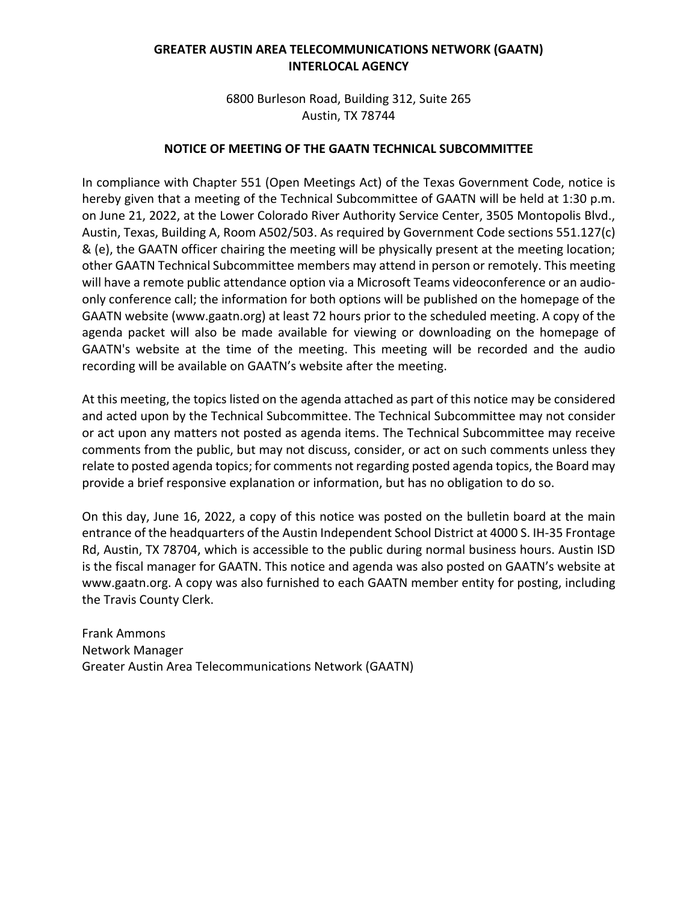**GREATER AUSTIN AREA TELECOMMUNICATIONS NETWORK (GAATN)**
**INTERLOCAL AGENCY**

6800 Burleson Road, Building 312, Suite 265
Austin, TX 78744

**NOTICE OF MEETING OF THE GAATN TECHNICAL SUBCOMMITTEE**

In compliance with Chapter 551 (Open Meetings Act) of the Texas Government Code, notice is hereby given that a meeting of the Technical Subcommittee of GAATN will be held at 1:30 p.m. on June 21, 2022, at the Lower Colorado River Authority Service Center, 3505 Montopolis Blvd., Austin, Texas, Building A, Room A502/503. As required by Government Code sections 551.127(c) & (e), the GAATN officer chairing the meeting will be physically present at the meeting location; other GAATN Technical Subcommittee members may attend in person or remotely. This meeting will have a remote public attendance option via a Microsoft Teams videoconference or an audio-only conference call; the information for both options will be published on the homepage of the GAATN website (www.gaatn.org) at least 72 hours prior to the scheduled meeting. A copy of the agenda packet will also be made available for viewing or downloading on the homepage of GAATN's website at the time of the meeting. This meeting will be recorded and the audio recording will be available on GAATN's website after the meeting.

At this meeting, the topics listed on the agenda attached as part of this notice may be considered and acted upon by the Technical Subcommittee. The Technical Subcommittee may not consider or act upon any matters not posted as agenda items. The Technical Subcommittee may receive comments from the public, but may not discuss, consider, or act on such comments unless they relate to posted agenda topics; for comments not regarding posted agenda topics, the Board may provide a brief responsive explanation or information, but has no obligation to do so.

On this day, June 16, 2022, a copy of this notice was posted on the bulletin board at the main entrance of the headquarters of the Austin Independent School District at 4000 S. IH-35 Frontage Rd, Austin, TX 78704, which is accessible to the public during normal business hours. Austin ISD is the fiscal manager for GAATN. This notice and agenda was also posted on GAATN's website at www.gaatn.org. A copy was also furnished to each GAATN member entity for posting, including the Travis County Clerk.

Frank Ammons
Network Manager
Greater Austin Area Telecommunications Network (GAATN)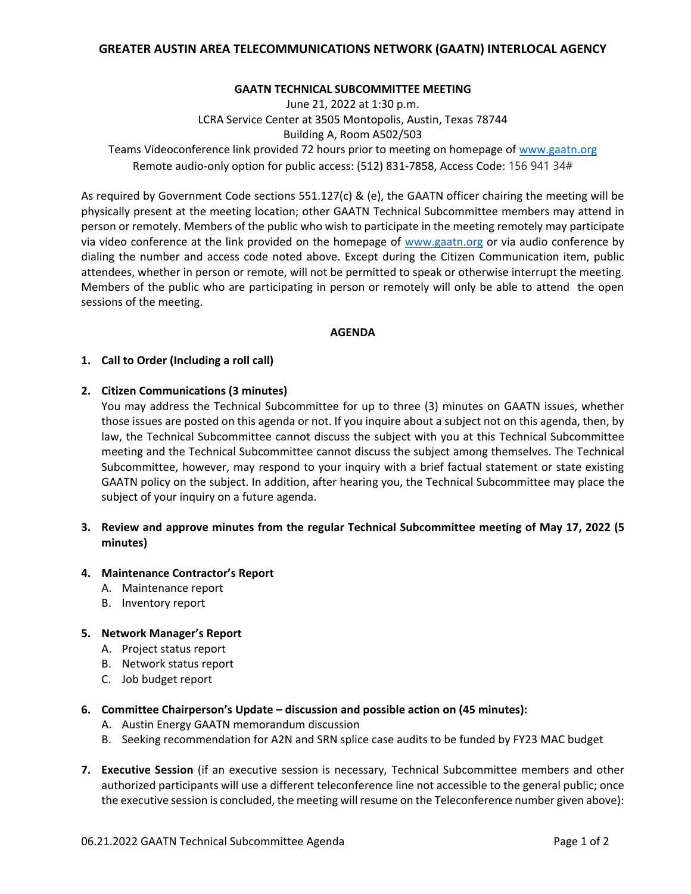# GREATER AUSTIN AREA TELECOMMUNICATIONS NETWORK (GAATN) INTERLOCAL AGENCY

**GAATN TECHNICAL SUBCOMMITTEE MEETING**

June 21, 2022 at 1:30 p.m.
LCRA Service Center at 3505 Montopolis, Austin, Texas 78744
Building A, Room A502/503
Teams Videoconference link provided 72 hours prior to meeting on homepage of www.gaatn.org
Remote audio-only option for public access: (512) 831-7858, Access Code: 156 941 34#

As required by Government Code sections 551.127(c) & (e), the GAATN officer chairing the meeting will be physically present at the meeting location; other GAATN Technical Subcommittee members may attend in person or remotely. Members of the public who wish to participate in the meeting remotely may participate via video conference at the link provided on the homepage of www.gaatn.org or via audio conference by dialing the number and access code noted above. Except during the Citizen Communication item, public attendees, whether in person or remote, will not be permitted to speak or otherwise interrupt the meeting. Members of the public who are participating in person or remotely will only be able to attend the open sessions of the meeting.

**AGENDA**

1. **Call to Order (Including a roll call)**

2. **Citizen Communications (3 minutes)**
   You may address the Technical Subcommittee for up to three (3) minutes on GAATN issues, whether those issues are posted on this agenda or not. If you inquire about a subject not on this agenda, then, by law, the Technical Subcommittee cannot discuss the subject with you at this Technical Subcommittee meeting and the Technical Subcommittee cannot discuss the subject among themselves. The Technical Subcommittee, however, may respond to your inquiry with a brief factual statement or state existing GAATN policy on the subject. In addition, after hearing you, the Technical Subcommittee may place the subject of your inquiry on a future agenda.

3. **Review and approve minutes from the regular Technical Subcommittee meeting of May 17, 2022 (5 minutes)**

4. **Maintenance Contractor's Report**
   A. Maintenance report
   B. Inventory report

5. **Network Manager's Report**
   A. Project status report
   B. Network status report
   C. Job budget report

6. **Committee Chairperson's Update – discussion and possible action on (45 minutes):**
   A. Austin Energy GAATN memorandum discussion
   B. Seeking recommendation for A2N and SRN splice case audits to be funded by FY23 MAC budget

7. **Executive Session** (if an executive session is necessary, Technical Subcommittee members and other authorized participants will use a different teleconference line not accessible to the general public; once the executive session is concluded, the meeting will resume on the Teleconference number given above):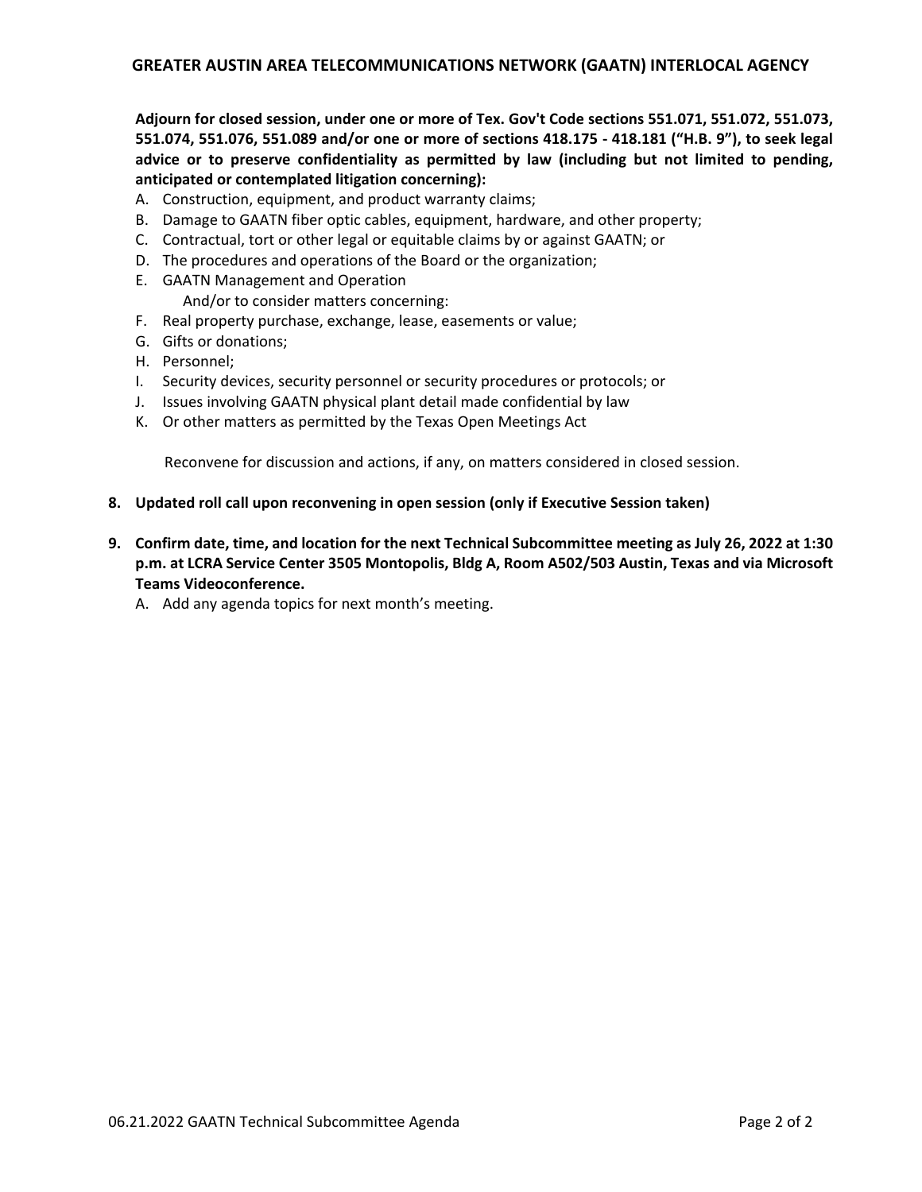**Adjourn for closed session, under one or more of Tex. Gov't Code sections 551.071, 551.072, 551.073, 551.074, 551.076, 551.089 and/or one or more of sections 418.175 - 418.181 ("H.B. 9"), to seek legal advice or to preserve confidentiality as permitted by law (including but not limited to pending, anticipated or contemplated litigation concerning):**

A. Construction, equipment, and product warranty claims;
B. Damage to GAATN fiber optic cables, equipment, hardware, and other property;
C. Contractual, tort or other legal or equitable claims by or against GAATN; or
D. The procedures and operations of the Board or the organization;
E. GAATN Management and Operation
   And/or to consider matters concerning:
F. Real property purchase, exchange, lease, easements or value;
G. Gifts or donations;
H. Personnel;
I. Security devices, security personnel or security procedures or protocols; or
J. Issues involving GAATN physical plant detail made confidential by law
K. Or other matters as permitted by the Texas Open Meetings Act

Reconvene for discussion and actions, if any, on matters considered in closed session.

8. **Updated roll call upon reconvening in open session (only if Executive Session taken)**

9. **Confirm date, time, and location for the next Technical Subcommittee meeting as July 26, 2022 at 1:30 p.m. at LCRA Service Center 3505 Montopolis, Bldg A, Room A502/503 Austin, Texas and via Microsoft Teams Videoconference.**
   A. Add any agenda topics for next month's meeting.